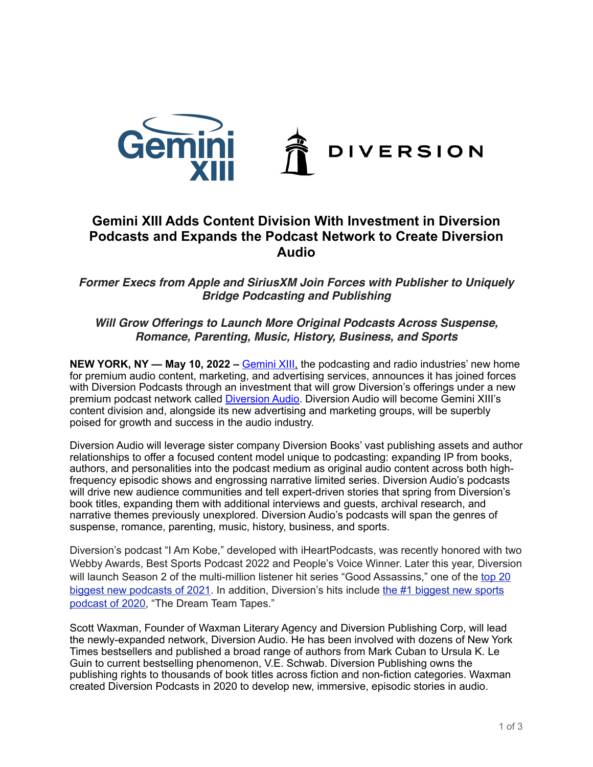# Gemini XIII Adds Content Division With Investment in Diversion Podcasts and Expands the Podcast Network to Create Diversion Audio

***Former Execs from Apple and SiriusXM Join Forces with Publisher to Uniquely Bridge Podcasting and Publishing***

***Will Grow Offerings to Launch More Original Podcasts Across Suspense, Romance, Parenting, Music, History, Business, and Sports***

**NEW YORK, NY — May 10, 2022 –** Gemini XIII, the podcasting and radio industries' new home for premium audio content, marketing, and advertising services, announces it has joined forces with Diversion Podcasts through an investment that will grow Diversion's offerings under a new premium podcast network called Diversion Audio. Diversion Audio will become Gemini XIII's content division and, alongside its new advertising and marketing groups, will be superbly poised for growth and success in the audio industry.

Diversion Audio will leverage sister company Diversion Books' vast publishing assets and author relationships to offer a focused content model unique to podcasting: expanding IP from books, authors, and personalities into the podcast medium as original audio content across both high-frequency episodic shows and engrossing narrative limited series. Diversion Audio's podcasts will drive new audience communities and tell expert-driven stories that spring from Diversion's book titles, expanding them with additional interviews and guests, archival research, and narrative themes previously unexplored. Diversion Audio's podcasts will span the genres of suspense, romance, parenting, music, history, business, and sports.

Diversion's podcast "I Am Kobe," developed with iHeartPodcasts, was recently honored with two Webby Awards, Best Sports Podcast 2022 and People's Voice Winner. Later this year, Diversion will launch Season 2 of the multi-million listener hit series "Good Assassins," one of the top 20 biggest new podcasts of 2021. In addition, Diversion's hits include the #1 biggest new sports podcast of 2020, "The Dream Team Tapes."

Scott Waxman, Founder of Waxman Literary Agency and Diversion Publishing Corp, will lead the newly-expanded network, Diversion Audio. He has been involved with dozens of New York Times bestsellers and published a broad range of authors from Mark Cuban to Ursula K. Le Guin to current bestselling phenomenon, V.E. Schwab. Diversion Publishing owns the publishing rights to thousands of book titles across fiction and non-fiction categories. Waxman created Diversion Podcasts in 2020 to develop new, immersive, episodic stories in audio.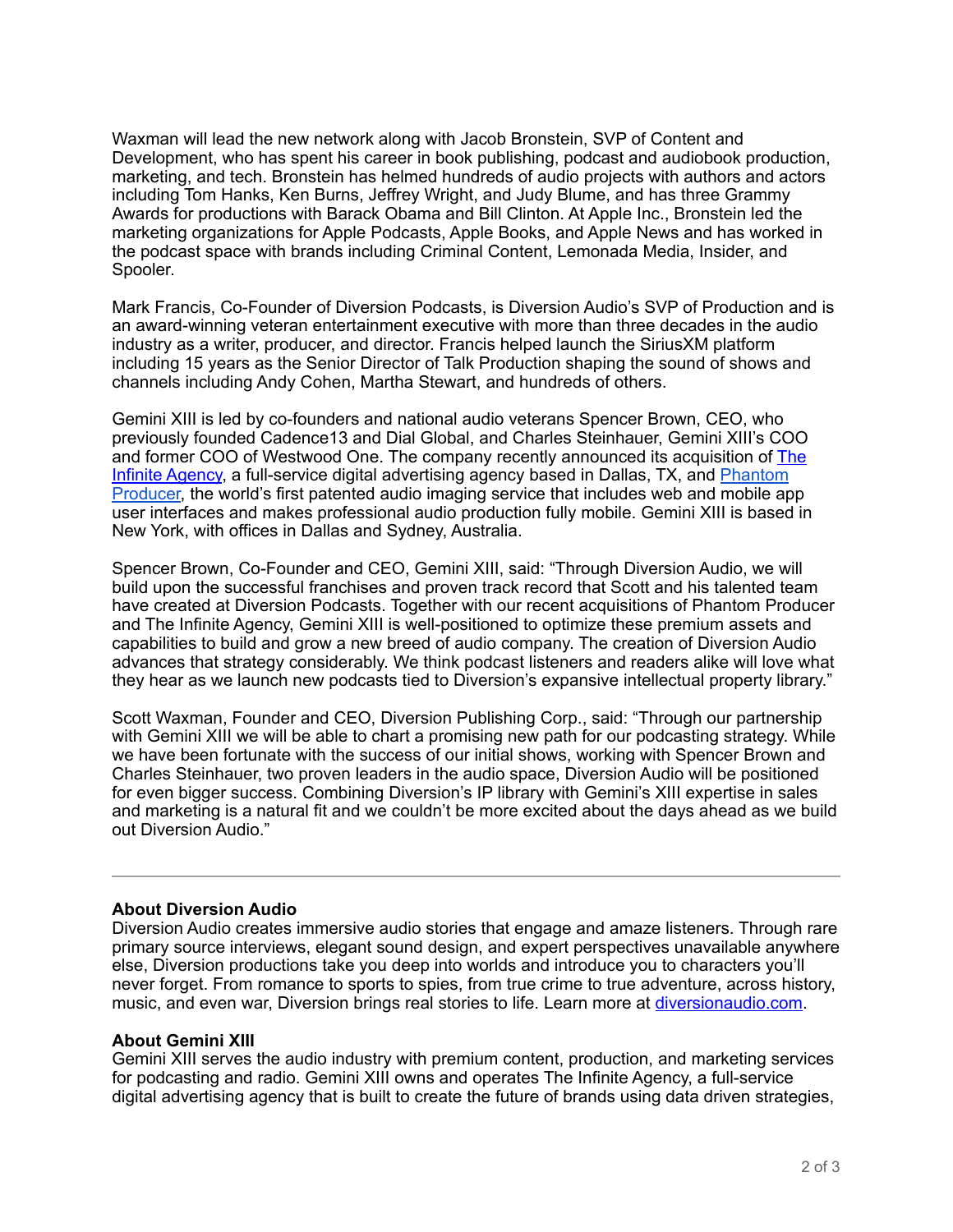Waxman will lead the new network along with Jacob Bronstein, SVP of Content and Development, who has spent his career in book publishing, podcast and audiobook production, marketing, and tech. Bronstein has helmed hundreds of audio projects with authors and actors including Tom Hanks, Ken Burns, Jeffrey Wright, and Judy Blume, and has three Grammy Awards for productions with Barack Obama and Bill Clinton. At Apple Inc., Bronstein led the marketing organizations for Apple Podcasts, Apple Books, and Apple News and has worked in the podcast space with brands including Criminal Content, Lemonada Media, Insider, and Spooler.

Mark Francis, Co-Founder of Diversion Podcasts, is Diversion Audio's SVP of Production and is an award-winning veteran entertainment executive with more than three decades in the audio industry as a writer, producer, and director. Francis helped launch the SiriusXM platform including 15 years as the Senior Director of Talk Production shaping the sound of shows and channels including Andy Cohen, Martha Stewart, and hundreds of others.

Gemini XIII is led by co-founders and national audio veterans Spencer Brown, CEO, who previously founded Cadence13 and Dial Global, and Charles Steinhauer, Gemini XIII's COO and former COO of Westwood One. The company recently announced its acquisition of [The Infinite Agency](), a full-service digital advertising agency based in Dallas, TX, and [Phantom Producer](), the world's first patented audio imaging service that includes web and mobile app user interfaces and makes professional audio production fully mobile. Gemini XIII is based in New York, with offices in Dallas and Sydney, Australia.

Spencer Brown, Co-Founder and CEO, Gemini XIII, said: "Through Diversion Audio, we will build upon the successful franchises and proven track record that Scott and his talented team have created at Diversion Podcasts. Together with our recent acquisitions of Phantom Producer and The Infinite Agency, Gemini XIII is well-positioned to optimize these premium assets and capabilities to build and grow a new breed of audio company. The creation of Diversion Audio advances that strategy considerably. We think podcast listeners and readers alike will love what they hear as we launch new podcasts tied to Diversion's expansive intellectual property library."

Scott Waxman, Founder and CEO, Diversion Publishing Corp., said: "Through our partnership with Gemini XIII we will be able to chart a promising new path for our podcasting strategy. While we have been fortunate with the success of our initial shows, working with Spencer Brown and Charles Steinhauer, two proven leaders in the audio space, Diversion Audio will be positioned for even bigger success. Combining Diversion's IP library with Gemini's XIII expertise in sales and marketing is a natural fit and we couldn't be more excited about the days ahead as we build out Diversion Audio."

---

**About Diversion Audio**
Diversion Audio creates immersive audio stories that engage and amaze listeners. Through rare primary source interviews, elegant sound design, and expert perspectives unavailable anywhere else, Diversion productions take you deep into worlds and introduce you to characters you'll never forget. From romance to sports to spies, from true crime to true adventure, across history, music, and even war, Diversion brings real stories to life. Learn more at [diversionaudio.com]().

**About Gemini XIII**
Gemini XIII serves the audio industry with premium content, production, and marketing services for podcasting and radio. Gemini XIII owns and operates The Infinite Agency, a full-service digital advertising agency that is built to create the future of brands using data driven strategies,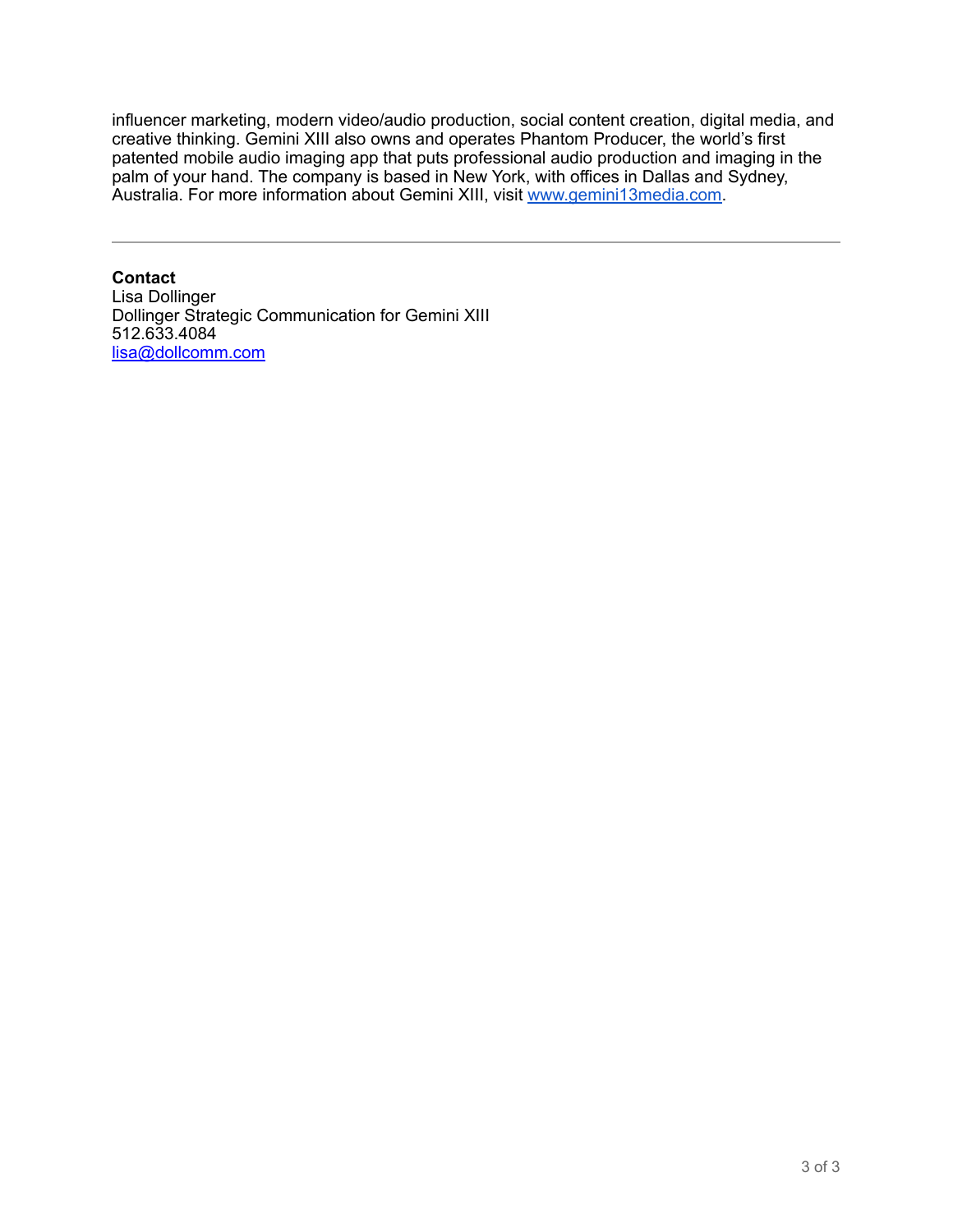influencer marketing, modern video/audio production, social content creation, digital media, and creative thinking. Gemini XIII also owns and operates Phantom Producer, the world's first patented mobile audio imaging app that puts professional audio production and imaging in the palm of your hand. The company is based in New York, with offices in Dallas and Sydney, Australia. For more information about Gemini XIII, visit [www.gemini13media.com](http://www.gemini13media.com).

---

**Contact**
Lisa Dollinger
Dollinger Strategic Communication for Gemini XIII
512.633.4084
[lisa@dollcomm.com](mailto:lisa@dollcomm.com)